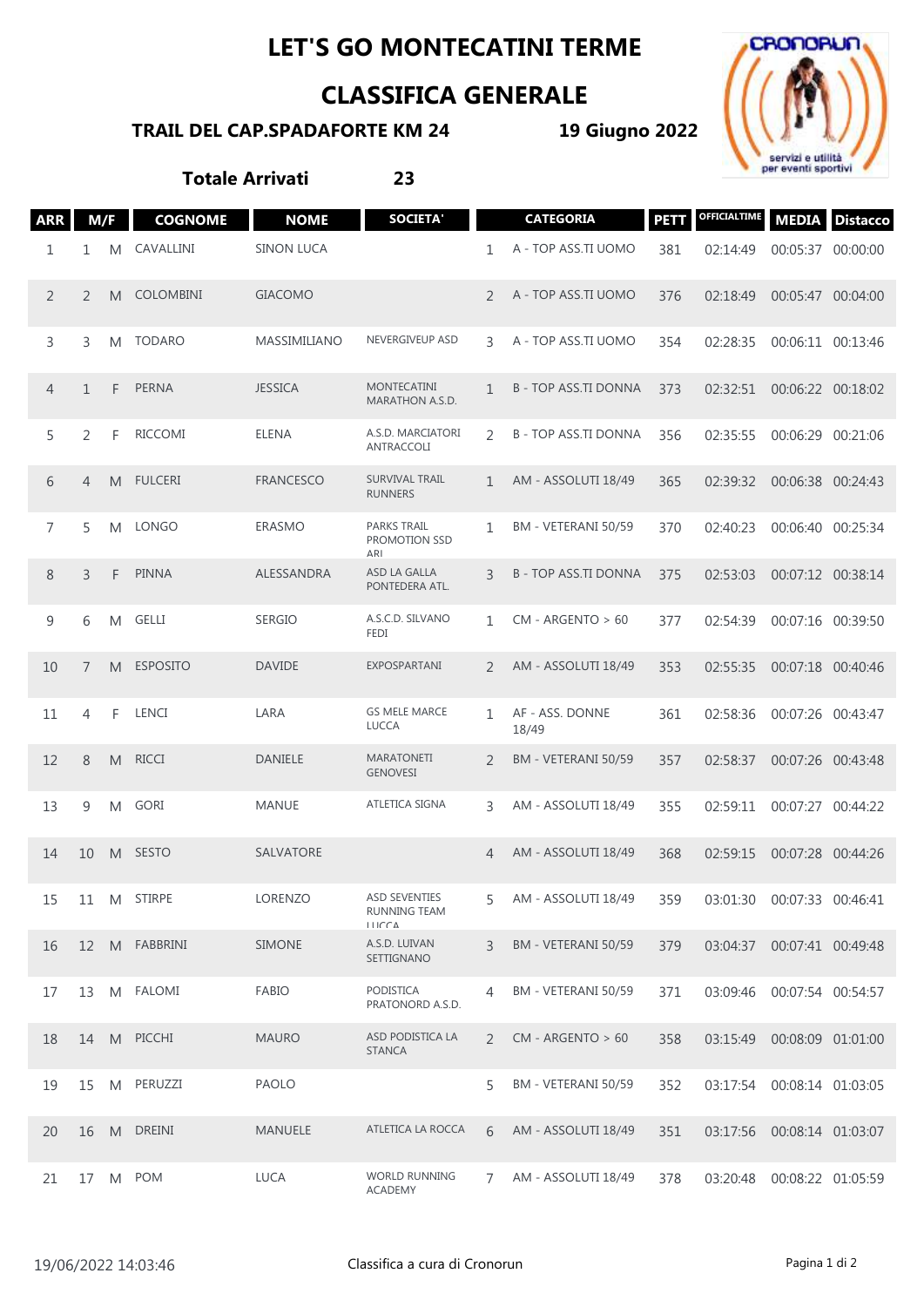# LET'S GO MONTECATINI TERME

## CLASSIFICA GENERALE

**TRAIL DEL CAP.SPADAFORTE KM 24** **19 Giugno 2022**

**Totale Arrivati 23**

| ARR | M/F | | COGNOME | NOME | SOCIETA' | CATEGORIA | | PETT | OFFICIALTIME | MEDIA | Distacco |
|---|---|---|---|---|---|---|---|---|---|---|---|
| 1 | 1 | M | CAVALLINI | SINON LUCA | | 1 | A - TOP ASS.TI UOMO | 381 | 02:14:49 | 00:05:37 | 00:00:00 |
| 2 | 2 | M | COLOMBINI | GIACOMO | | 2 | A - TOP ASS.TI UOMO | 376 | 02:18:49 | 00:05:47 | 00:04:00 |
| 3 | 3 | M | TODARO | MASSIMILIANO | NEVERGIVEUP ASD | 3 | A - TOP ASS.TI UOMO | 354 | 02:28:35 | 00:06:11 | 00:13:46 |
| 4 | 1 | F | PERNA | JESSICA | MONTECATINI MARATHON A.S.D. | 1 | B - TOP ASS.TI DONNA | 373 | 02:32:51 | 00:06:22 | 00:18:02 |
| 5 | 2 | F | RICCOMI | ELENA | A.S.D. MARCIATORI ANTRACCOLI | 2 | B - TOP ASS.TI DONNA | 356 | 02:35:55 | 00:06:29 | 00:21:06 |
| 6 | 4 | M | FULCERI | FRANCESCO | SURVIVAL TRAIL RUNNERS | 1 | AM - ASSOLUTI 18/49 | 365 | 02:39:32 | 00:06:38 | 00:24:43 |
| 7 | 5 | M | LONGO | ERASMO | PARKS TRAIL PROMOTION SSD ARL | 1 | BM - VETERANI 50/59 | 370 | 02:40:23 | 00:06:40 | 00:25:34 |
| 8 | 3 | F | PINNA | ALESSANDRA | ASD LA GALLA PONTEDERA ATL. | 3 | B - TOP ASS.TI DONNA | 375 | 02:53:03 | 00:07:12 | 00:38:14 |
| 9 | 6 | M | GELLI | SERGIO | A.S.C.D. SILVANO FEDI | 1 | CM - ARGENTO > 60 | 377 | 02:54:39 | 00:07:16 | 00:39:50 |
| 10 | 7 | M | ESPOSITO | DAVIDE | EXPOSPARTANI | 2 | AM - ASSOLUTI 18/49 | 353 | 02:55:35 | 00:07:18 | 00:40:46 |
| 11 | 4 | F | LENCI | LARA | GS MELE MARCE LUCCA | 1 | AF - ASS. DONNE 18/49 | 361 | 02:58:36 | 00:07:26 | 00:43:47 |
| 12 | 8 | M | RICCI | DANIELE | MARATONETI GENOVESI | 2 | BM - VETERANI 50/59 | 357 | 02:58:37 | 00:07:26 | 00:43:48 |
| 13 | 9 | M | GORI | MANUE | ATLETICA SIGNA | 3 | AM - ASSOLUTI 18/49 | 355 | 02:59:11 | 00:07:27 | 00:44:22 |
| 14 | 10 | M | SESTO | SALVATORE | | 4 | AM - ASSOLUTI 18/49 | 368 | 02:59:15 | 00:07:28 | 00:44:26 |
| 15 | 11 | M | STIRPE | LORENZO | ASD SEVENTIES RUNNING TEAM LUCCA | 5 | AM - ASSOLUTI 18/49 | 359 | 03:01:30 | 00:07:33 | 00:46:41 |
| 16 | 12 | M | FABBRINI | SIMONE | A.S.D. LUIVAN SETTIGNANO | 3 | BM - VETERANI 50/59 | 379 | 03:04:37 | 00:07:41 | 00:49:48 |
| 17 | 13 | M | FALOMI | FABIO | PODISTICA PRATONORD A.S.D. | 4 | BM - VETERANI 50/59 | 371 | 03:09:46 | 00:07:54 | 00:54:57 |
| 18 | 14 | M | PICCHI | MAURO | ASD PODISTICA LA STANCA | 2 | CM - ARGENTO > 60 | 358 | 03:15:49 | 00:08:09 | 01:01:00 |
| 19 | 15 | M | PERUZZI | PAOLO | | 5 | BM - VETERANI 50/59 | 352 | 03:17:54 | 00:08:14 | 01:03:05 |
| 20 | 16 | M | DREINI | MANUELE | ATLETICA LA ROCCA | 6 | AM - ASSOLUTI 18/49 | 351 | 03:17:56 | 00:08:14 | 01:03:07 |
| 21 | 17 | M | POM | LUCA | WORLD RUNNING ACADEMY | 7 | AM - ASSOLUTI 18/49 | 378 | 03:20:48 | 00:08:22 | 01:05:59 |

19/06/2022 14:03:46 Classifica a cura di Cronorun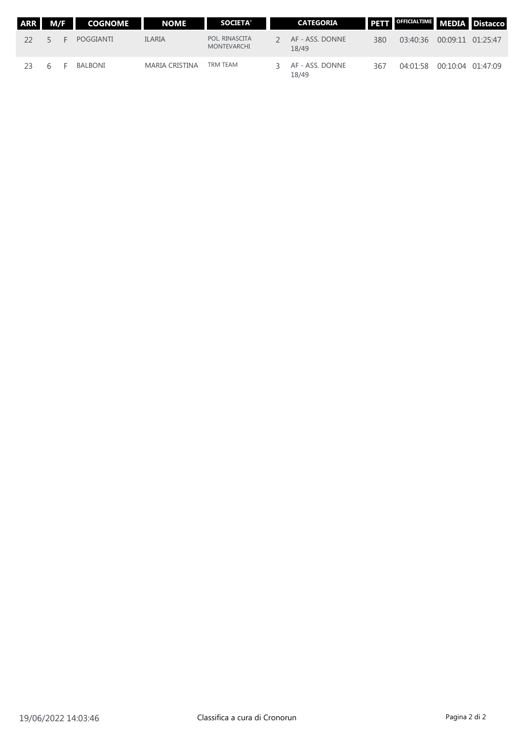| ARR | M/F | | COGNOME | NOME | SOCIETA' | CATEGORIA | | PETT | OFFICIALTIME | MEDIA | Distacco |
|---|---|---|---|---|---|---|---|---|---|---|---|
| 22 | 5 | F | POGGIANTI | ILARIA | POL. RINASCITA MONTEVARCHI | 2 | AF - ASS. DONNE 18/49 | 380 | 03:40:36 | 00:09:11 | 01:25:47 |
| 23 | 6 | F | BALBONI | MARIA CRISTINA | TRM TEAM | 3 | AF - ASS. DONNE 18/49 | 367 | 04:01:58 | 00:10:04 | 01:47:09 |